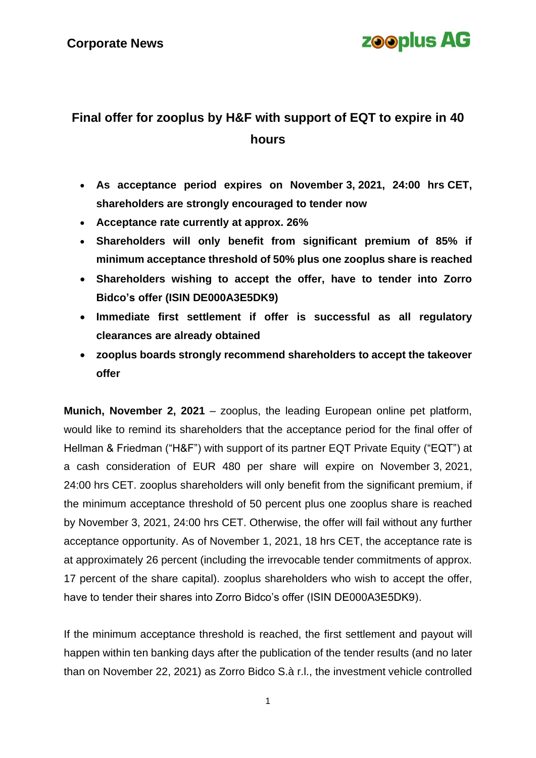**Corporate News**

**zooplus AG**

# Final offer for zooplus by H&F with support of EQT to expire in 40 hours

- **As acceptance period expires on November 3, 2021, 24:00 hrs CET, shareholders are strongly encouraged to tender now**
- **Acceptance rate currently at approx. 26%**
- **Shareholders will only benefit from significant premium of 85% if minimum acceptance threshold of 50% plus one zooplus share is reached**
- **Shareholders wishing to accept the offer, have to tender into Zorro Bidco's offer (ISIN DE000A3E5DK9)**
- **Immediate first settlement if offer is successful as all regulatory clearances are already obtained**
- **zooplus boards strongly recommend shareholders to accept the takeover offer**

**Munich, November 2, 2021** – zooplus, the leading European online pet platform, would like to remind its shareholders that the acceptance period for the final offer of Hellman & Friedman ("H&F") with support of its partner EQT Private Equity ("EQT") at a cash consideration of EUR 480 per share will expire on November 3, 2021, 24:00 hrs CET. zooplus shareholders will only benefit from the significant premium, if the minimum acceptance threshold of 50 percent plus one zooplus share is reached by November 3, 2021, 24:00 hrs CET. Otherwise, the offer will fail without any further acceptance opportunity. As of November 1, 2021, 18 hrs CET, the acceptance rate is at approximately 26 percent (including the irrevocable tender commitments of approx. 17 percent of the share capital). zooplus shareholders who wish to accept the offer, have to tender their shares into Zorro Bidco's offer (ISIN DE000A3E5DK9).

If the minimum acceptance threshold is reached, the first settlement and payout will happen within ten banking days after the publication of the tender results (and no later than on November 22, 2021) as Zorro Bidco S.à r.l., the investment vehicle controlled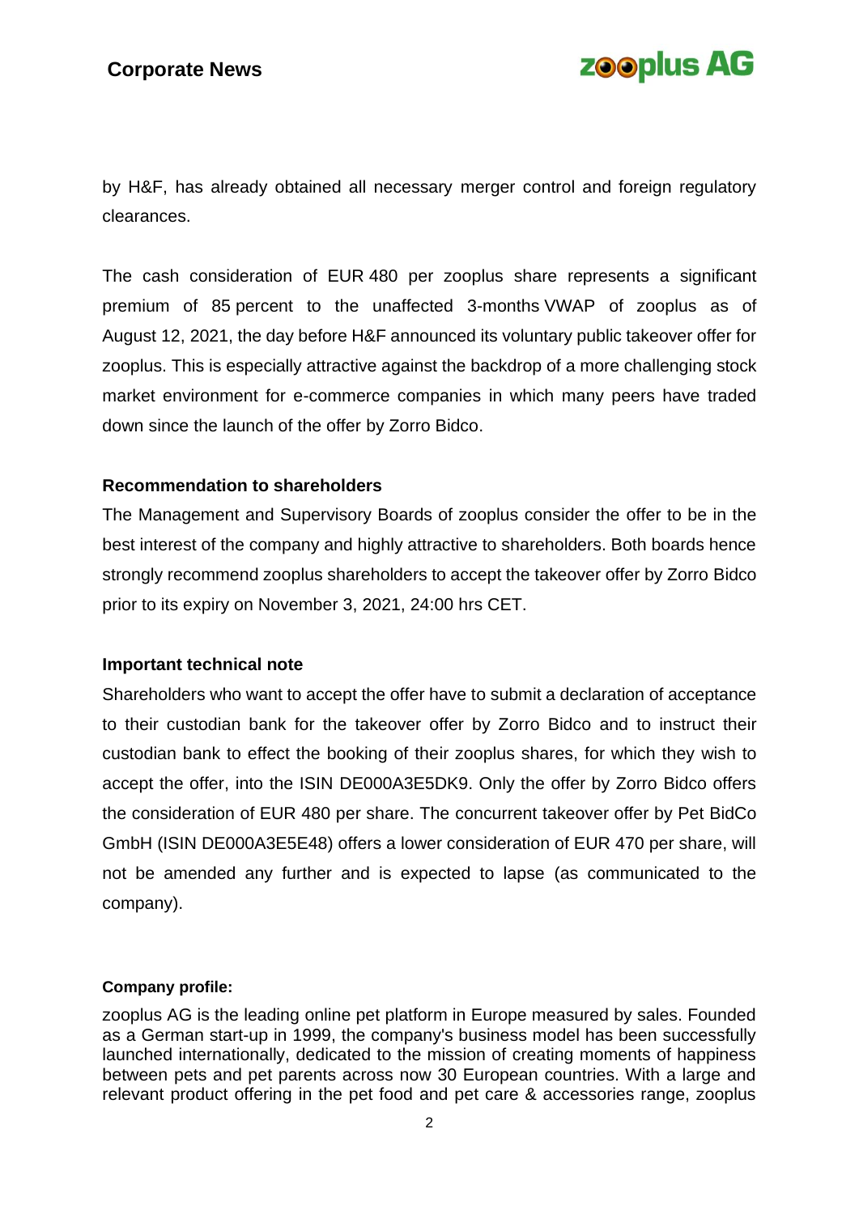by H&F, has already obtained all necessary merger control and foreign regulatory clearances.

The cash consideration of EUR 480 per zooplus share represents a significant premium of 85 percent to the unaffected 3-months VWAP of zooplus as of August 12, 2021, the day before H&F announced its voluntary public takeover offer for zooplus. This is especially attractive against the backdrop of a more challenging stock market environment for e-commerce companies in which many peers have traded down since the launch of the offer by Zorro Bidco.

**Recommendation to shareholders**

The Management and Supervisory Boards of zooplus consider the offer to be in the best interest of the company and highly attractive to shareholders. Both boards hence strongly recommend zooplus shareholders to accept the takeover offer by Zorro Bidco prior to its expiry on November 3, 2021, 24:00 hrs CET.

**Important technical note**

Shareholders who want to accept the offer have to submit a declaration of acceptance to their custodian bank for the takeover offer by Zorro Bidco and to instruct their custodian bank to effect the booking of their zooplus shares, for which they wish to accept the offer, into the ISIN DE000A3E5DK9. Only the offer by Zorro Bidco offers the consideration of EUR 480 per share. The concurrent takeover offer by Pet BidCo GmbH (ISIN DE000A3E5E48) offers a lower consideration of EUR 470 per share, will not be amended any further and is expected to lapse (as communicated to the company).

**Company profile:**

zooplus AG is the leading online pet platform in Europe measured by sales. Founded as a German start-up in 1999, the company's business model has been successfully launched internationally, dedicated to the mission of creating moments of happiness between pets and pet parents across now 30 European countries. With a large and relevant product offering in the pet food and pet care & accessories range, zooplus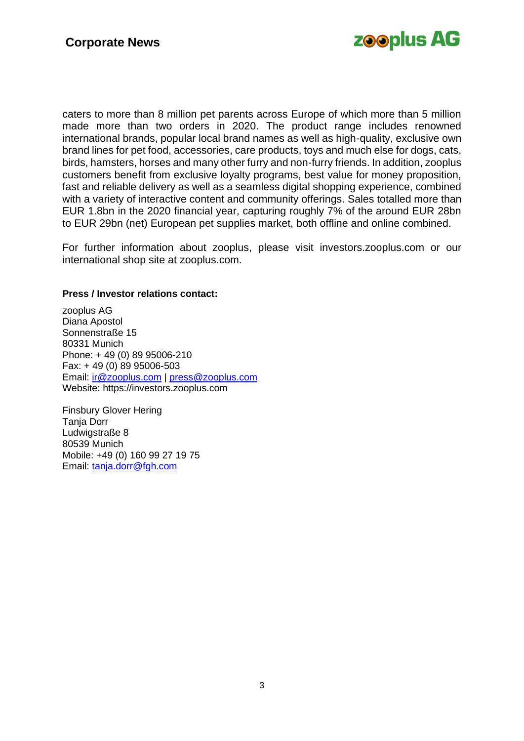caters to more than 8 million pet parents across Europe of which more than 5 million made more than two orders in 2020. The product range includes renowned international brands, popular local brand names as well as high-quality, exclusive own brand lines for pet food, accessories, care products, toys and much else for dogs, cats, birds, hamsters, horses and many other furry and non-furry friends. In addition, zooplus customers benefit from exclusive loyalty programs, best value for money proposition, fast and reliable delivery as well as a seamless digital shopping experience, combined with a variety of interactive content and community offerings. Sales totalled more than EUR 1.8bn in the 2020 financial year, capturing roughly 7% of the around EUR 28bn to EUR 29bn (net) European pet supplies market, both offline and online combined.

For further information about zooplus, please visit investors.zooplus.com or our international shop site at zooplus.com.

**Press / Investor relations contact:**

zooplus AG
Diana Apostol
Sonnenstraße 15
80331 Munich
Phone: + 49 (0) 89 95006-210
Fax: + 49 (0) 89 95006-503
Email: ir@zooplus.com | press@zooplus.com
Website: https://investors.zooplus.com

Finsbury Glover Hering
Tanja Dorr
Ludwigstraße 8
80539 Munich
Mobile: +49 (0) 160 99 27 19 75
Email: tanja.dorr@fgh.com